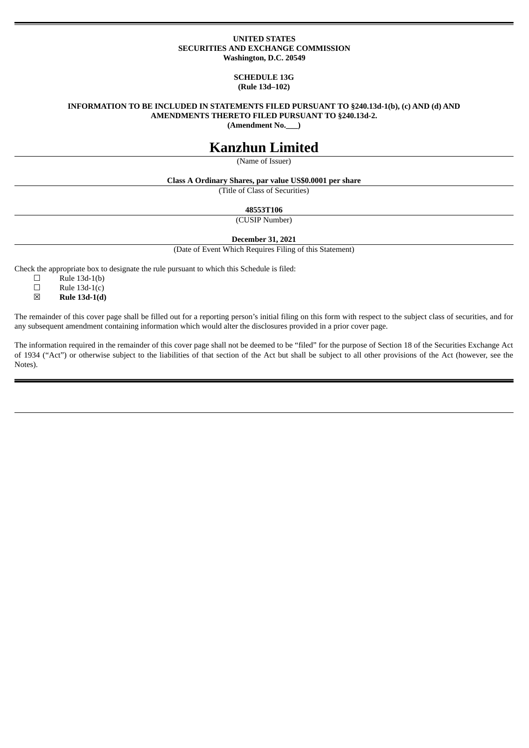**UNITED STATES**
**SECURITIES AND EXCHANGE COMMISSION**
**Washington, D.C. 20549**

**SCHEDULE 13G**
**(Rule 13d–102)**

**INFORMATION TO BE INCLUDED IN STATEMENTS FILED PURSUANT TO §240.13d-1(b), (c) AND (d) AND AMENDMENTS THERETO FILED PURSUANT TO §240.13d-2.**
**(Amendment No.___)**

# Kanzhun Limited

(Name of Issuer)

**Class A Ordinary Shares, par value US$0.0001 per share**

(Title of Class of Securities)

**48553T106**

(CUSIP Number)

**December 31, 2021**

(Date of Event Which Requires Filing of this Statement)

Check the appropriate box to designate the rule pursuant to which this Schedule is filed:

☐ Rule 13d-1(b)
☐ Rule 13d-1(c)
☒ **Rule 13d-1(d)**

The remainder of this cover page shall be filled out for a reporting person's initial filing on this form with respect to the subject class of securities, and for any subsequent amendment containing information which would alter the disclosures provided in a prior cover page.

The information required in the remainder of this cover page shall not be deemed to be "filed" for the purpose of Section 18 of the Securities Exchange Act of 1934 ("Act") or otherwise subject to the liabilities of that section of the Act but shall be subject to all other provisions of the Act (however, see the Notes).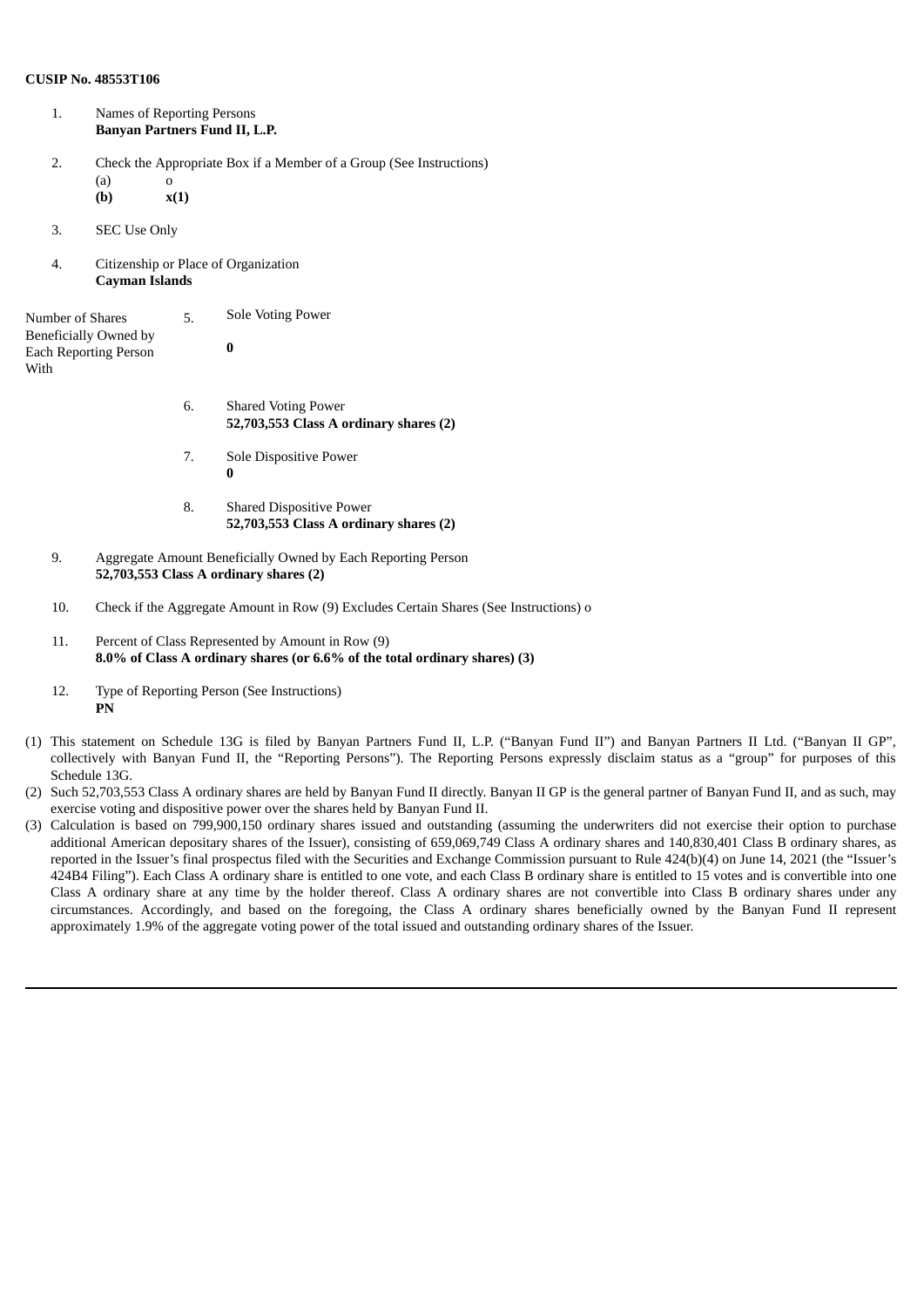**CUSIP No. 48553T106**

1. Names of Reporting Persons
**Banyan Partners Fund II, L.P.**

2. Check the Appropriate Box if a Member of a Group (See Instructions)
(a) o
**(b) x(1)**

3. SEC Use Only

4. Citizenship or Place of Organization
**Cayman Islands**

| | | |
|---|---|---|
| Number of Shares Beneficially Owned by Each Reporting Person With | 5. | Sole Voting Power<br>**0** |
| | 6. | Shared Voting Power<br>**52,703,553 Class A ordinary shares (2)** |
| | 7. | Sole Dispositive Power<br>**0** |
| | 8. | Shared Dispositive Power<br>**52,703,553 Class A ordinary shares (2)** |

9. Aggregate Amount Beneficially Owned by Each Reporting Person
**52,703,553 Class A ordinary shares (2)**

10. Check if the Aggregate Amount in Row (9) Excludes Certain Shares (See Instructions) o

11. Percent of Class Represented by Amount in Row (9)
**8.0% of Class A ordinary shares (or 6.6% of the total ordinary shares) (3)**

12. Type of Reporting Person (See Instructions)
**PN**

(1) This statement on Schedule 13G is filed by Banyan Partners Fund II, L.P. ("Banyan Fund II") and Banyan Partners II Ltd. ("Banyan II GP", collectively with Banyan Fund II, the "Reporting Persons"). The Reporting Persons expressly disclaim status as a "group" for purposes of this Schedule 13G.

(2) Such 52,703,553 Class A ordinary shares are held by Banyan Fund II directly. Banyan II GP is the general partner of Banyan Fund II, and as such, may exercise voting and dispositive power over the shares held by Banyan Fund II.

(3) Calculation is based on 799,900,150 ordinary shares issued and outstanding (assuming the underwriters did not exercise their option to purchase additional American depositary shares of the Issuer), consisting of 659,069,749 Class A ordinary shares and 140,830,401 Class B ordinary shares, as reported in the Issuer's final prospectus filed with the Securities and Exchange Commission pursuant to Rule 424(b)(4) on June 14, 2021 (the "Issuer's 424B4 Filing"). Each Class A ordinary share is entitled to one vote, and each Class B ordinary share is entitled to 15 votes and is convertible into one Class A ordinary share at any time by the holder thereof. Class A ordinary shares are not convertible into Class B ordinary shares under any circumstances. Accordingly, and based on the foregoing, the Class A ordinary shares beneficially owned by the Banyan Fund II represent approximately 1.9% of the aggregate voting power of the total issued and outstanding ordinary shares of the Issuer.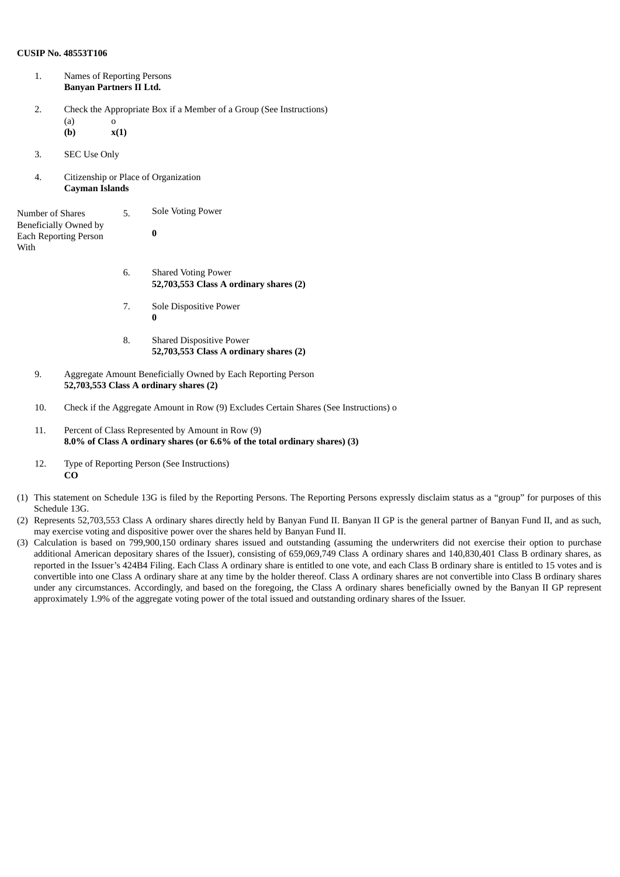**CUSIP No. 48553T106**

| | | |
|---|---|---|
| 1. | Names of Reporting Persons<br>**Banyan Partners II Ltd.** | |
| 2. | Check the Appropriate Box if a Member of a Group (See Instructions)<br>(a) o<br>**(b) x(1)** | |
| 3. | SEC Use Only | |
| 4. | Citizenship or Place of Organization<br>**Cayman Islands** | |
| Number of Shares Beneficially Owned by Each Reporting Person With | 5. | Sole Voting Power<br>**0** |
| | 6. | Shared Voting Power<br>**52,703,553 Class A ordinary shares (2)** |
| | 7. | Sole Dispositive Power<br>**0** |
| | 8. | Shared Dispositive Power<br>**52,703,553 Class A ordinary shares (2)** |
| 9. | Aggregate Amount Beneficially Owned by Each Reporting Person<br>**52,703,553 Class A ordinary shares (2)** | |
| 10. | Check if the Aggregate Amount in Row (9) Excludes Certain Shares (See Instructions) o | |
| 11. | Percent of Class Represented by Amount in Row (9)<br>**8.0% of Class A ordinary shares (or 6.6% of the total ordinary shares) (3)** | |
| 12. | Type of Reporting Person (See Instructions)<br>**CO** | |

(1) This statement on Schedule 13G is filed by the Reporting Persons. The Reporting Persons expressly disclaim status as a "group" for purposes of this Schedule 13G.

(2) Represents 52,703,553 Class A ordinary shares directly held by Banyan Fund II. Banyan II GP is the general partner of Banyan Fund II, and as such, may exercise voting and dispositive power over the shares held by Banyan Fund II.

(3) Calculation is based on 799,900,150 ordinary shares issued and outstanding (assuming the underwriters did not exercise their option to purchase additional American depositary shares of the Issuer), consisting of 659,069,749 Class A ordinary shares and 140,830,401 Class B ordinary shares, as reported in the Issuer's 424B4 Filing. Each Class A ordinary share is entitled to one vote, and each Class B ordinary share is entitled to 15 votes and is convertible into one Class A ordinary share at any time by the holder thereof. Class A ordinary shares are not convertible into Class B ordinary shares under any circumstances. Accordingly, and based on the foregoing, the Class A ordinary shares beneficially owned by the Banyan II GP represent approximately 1.9% of the aggregate voting power of the total issued and outstanding ordinary shares of the Issuer.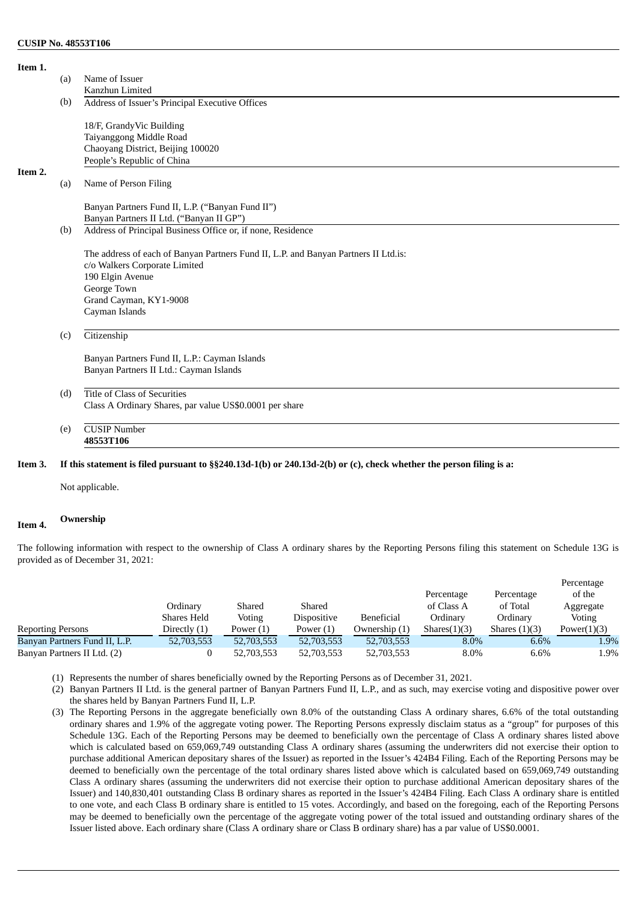**CUSIP No. 48553T106**

**Item 1.**

(a) Name of Issuer

Kanzhun Limited

(b) Address of Issuer's Principal Executive Offices

18/F, GrandyVic Building
Taiyanggong Middle Road
Chaoyang District, Beijing 100020
People's Republic of China

**Item 2.**

(a) Name of Person Filing

Banyan Partners Fund II, L.P. ("Banyan Fund II")
Banyan Partners II Ltd. ("Banyan II GP")

(b) Address of Principal Business Office or, if none, Residence

The address of each of Banyan Partners Fund II, L.P. and Banyan Partners II Ltd.is:
c/o Walkers Corporate Limited
190 Elgin Avenue
George Town
Grand Cayman, KY1-9008
Cayman Islands

(c) Citizenship

Banyan Partners Fund II, L.P.: Cayman Islands
Banyan Partners II Ltd.: Cayman Islands

(d) Title of Class of Securities

Class A Ordinary Shares, par value US$0.0001 per share

(e) CUSIP Number

**48553T106**

**Item 3. If this statement is filed pursuant to §§240.13d-1(b) or 240.13d-2(b) or (c), check whether the person filing is a:**

Not applicable.

**Item 4. Ownership**

The following information with respect to the ownership of Class A ordinary shares by the Reporting Persons filing this statement on Schedule 13G is provided as of December 31, 2021:

| Reporting Persons | Ordinary Shares Held Directly (1) | Shared Voting Power (1) | Shared Dispositive Power (1) | Beneficial Ownership (1) | Percentage of Class A Ordinary Shares(1)(3) | Percentage of Total Ordinary Shares (1)(3) | Percentage of the Aggregate Voting Power(1)(3) |
|---|---|---|---|---|---|---|---|
| Banyan Partners Fund II, L.P. | 52,703,553 | 52,703,553 | 52,703,553 | 52,703,553 | 8.0% | 6.6% | 1.9% |
| Banyan Partners II Ltd. (2) | 0 | 52,703,553 | 52,703,553 | 52,703,553 | 8.0% | 6.6% | 1.9% |

(1) Represents the number of shares beneficially owned by the Reporting Persons as of December 31, 2021.

(2) Banyan Partners II Ltd. is the general partner of Banyan Partners Fund II, L.P., and as such, may exercise voting and dispositive power over the shares held by Banyan Partners Fund II, L.P.

(3) The Reporting Persons in the aggregate beneficially own 8.0% of the outstanding Class A ordinary shares, 6.6% of the total outstanding ordinary shares and 1.9% of the aggregate voting power. The Reporting Persons expressly disclaim status as a "group" for purposes of this Schedule 13G. Each of the Reporting Persons may be deemed to beneficially own the percentage of Class A ordinary shares listed above which is calculated based on 659,069,749 outstanding Class A ordinary shares (assuming the underwriters did not exercise their option to purchase additional American depositary shares of the Issuer) as reported in the Issuer's 424B4 Filing. Each of the Reporting Persons may be deemed to beneficially own the percentage of the total ordinary shares listed above which is calculated based on 659,069,749 outstanding Class A ordinary shares (assuming the underwriters did not exercise their option to purchase additional American depositary shares of the Issuer) and 140,830,401 outstanding Class B ordinary shares as reported in the Issuer's 424B4 Filing. Each Class A ordinary share is entitled to one vote, and each Class B ordinary share is entitled to 15 votes. Accordingly, and based on the foregoing, each of the Reporting Persons may be deemed to beneficially own the percentage of the aggregate voting power of the total issued and outstanding ordinary shares of the Issuer listed above. Each ordinary share (Class A ordinary share or Class B ordinary share) has a par value of US$0.0001.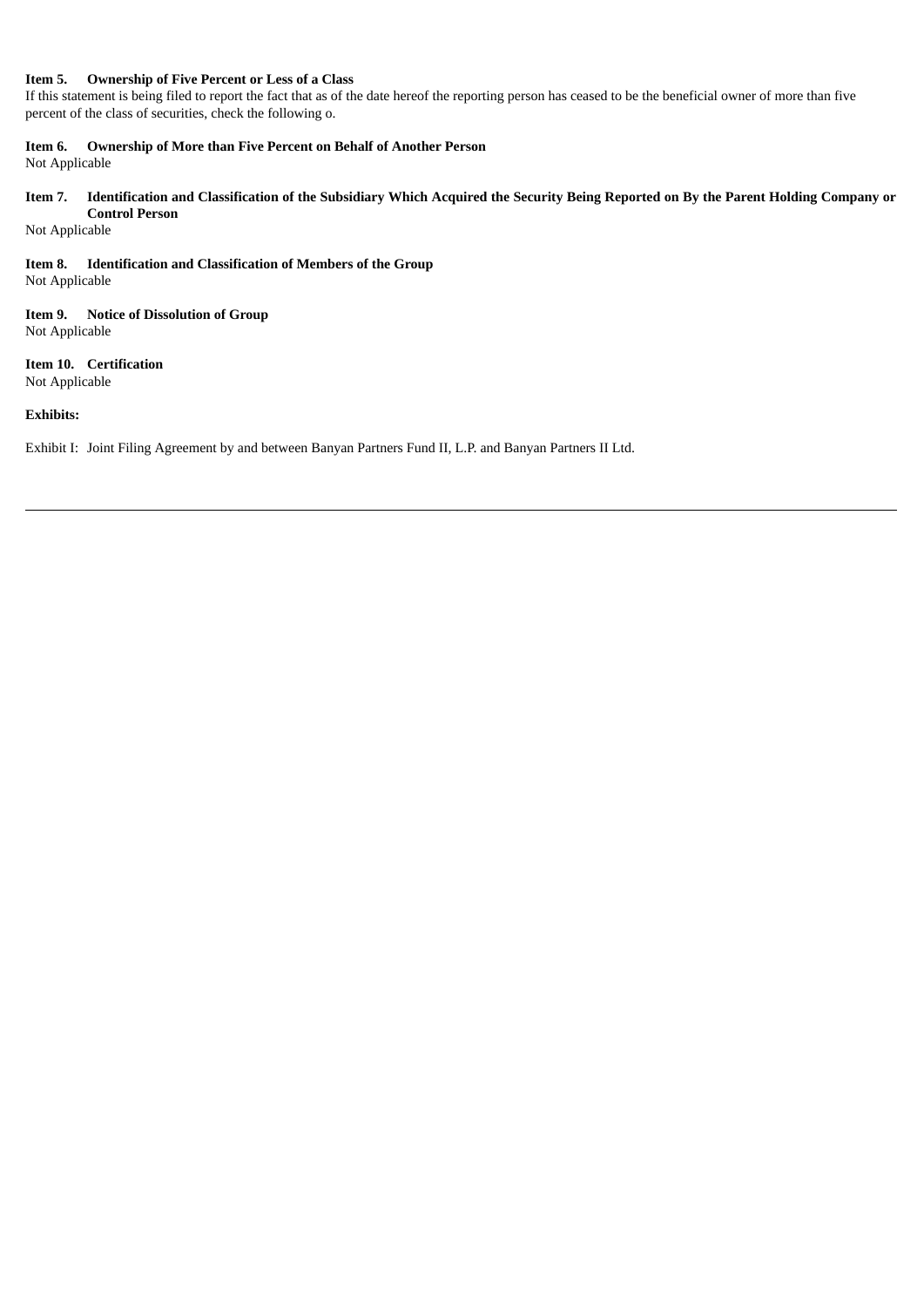**Item 5. Ownership of Five Percent or Less of a Class**

If this statement is being filed to report the fact that as of the date hereof the reporting person has ceased to be the beneficial owner of more than five percent of the class of securities, check the following o.

**Item 6. Ownership of More than Five Percent on Behalf of Another Person**

Not Applicable

**Item 7. Identification and Classification of the Subsidiary Which Acquired the Security Being Reported on By the Parent Holding Company or Control Person**

Not Applicable

**Item 8. Identification and Classification of Members of the Group**

Not Applicable

**Item 9. Notice of Dissolution of Group**

Not Applicable

**Item 10. Certification**

Not Applicable

**Exhibits:**

Exhibit I: Joint Filing Agreement by and between Banyan Partners Fund II, L.P. and Banyan Partners II Ltd.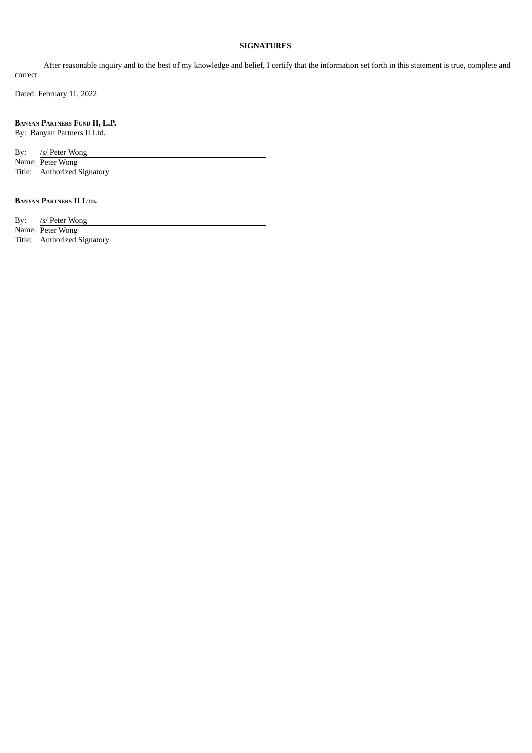## SIGNATURES

After reasonable inquiry and to the best of my knowledge and belief, I certify that the information set forth in this statement is true, complete and correct.

Dated: February 11, 2022

**BANYAN PARTNERS FUND II, L.P.**
By: Banyan Partners II Ltd.

By: /s/ Peter Wong
Name: Peter Wong
Title: Authorized Signatory

**BANYAN PARTNERS II LTD.**

By: /s/ Peter Wong
Name: Peter Wong
Title: Authorized Signatory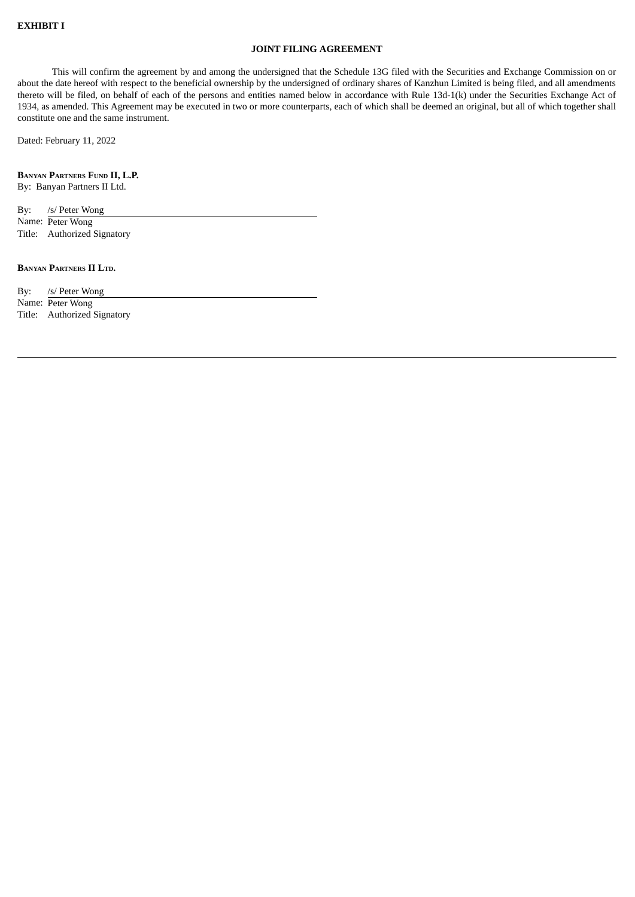**EXHIBIT I**

**JOINT FILING AGREEMENT**

This will confirm the agreement by and among the undersigned that the Schedule 13G filed with the Securities and Exchange Commission on or about the date hereof with respect to the beneficial ownership by the undersigned of ordinary shares of Kanzhun Limited is being filed, and all amendments thereto will be filed, on behalf of each of the persons and entities named below in accordance with Rule 13d-1(k) under the Securities Exchange Act of 1934, as amended. This Agreement may be executed in two or more counterparts, each of which shall be deemed an original, but all of which together shall constitute one and the same instrument.

Dated: February 11, 2022

**BANYAN PARTNERS FUND II, L.P.**
By: Banyan Partners II Ltd.

By: /s/ Peter Wong
Name: Peter Wong
Title: Authorized Signatory

**BANYAN PARTNERS II LTD.**

By: /s/ Peter Wong
Name: Peter Wong
Title: Authorized Signatory